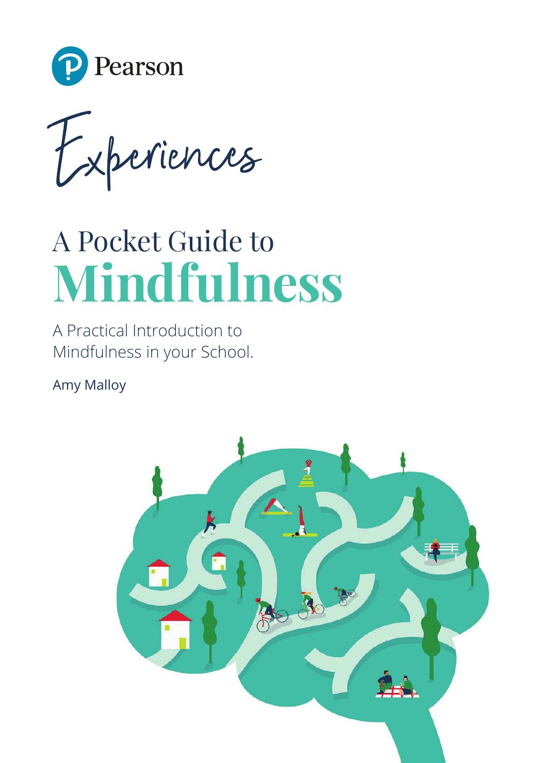Pearson

*Experiences*

# A Pocket Guide to Mindfulness

A Practical Introduction to Mindfulness in your School.

Amy Malloy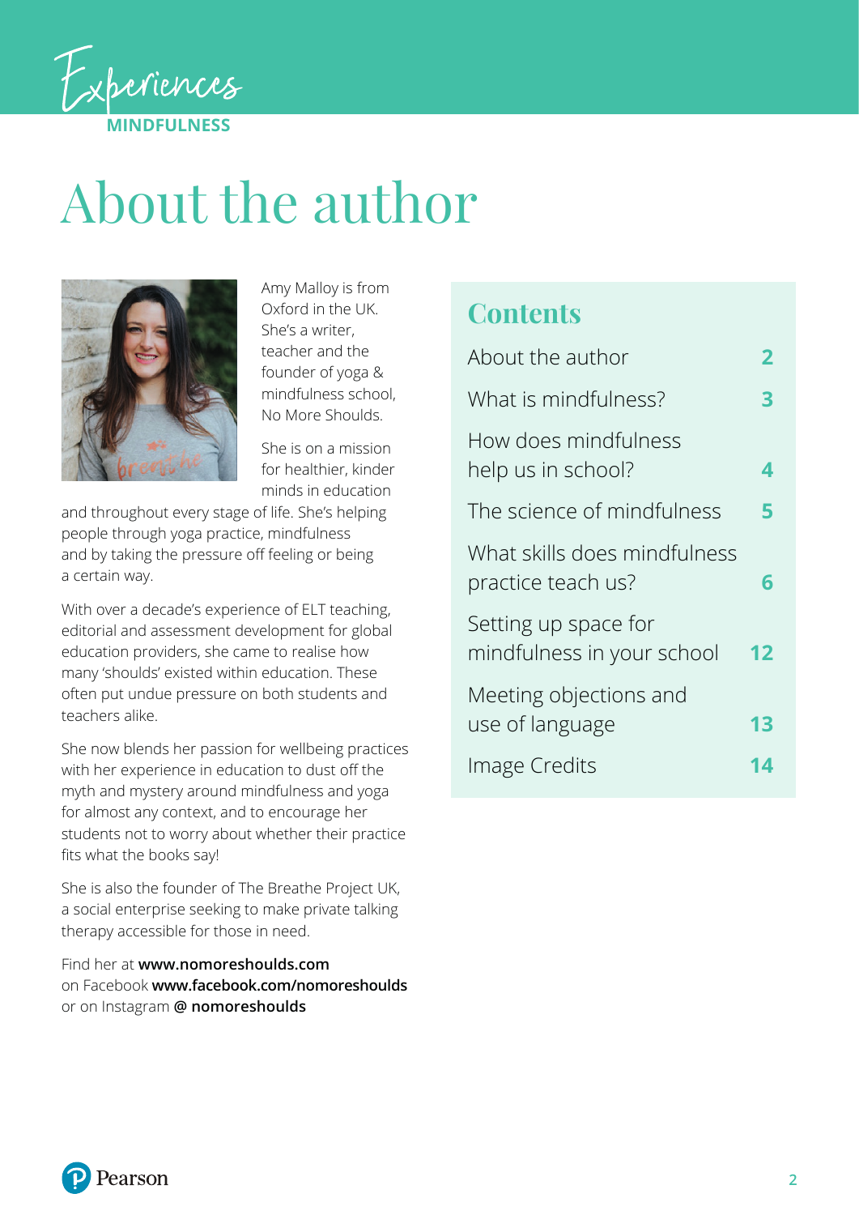# About the author

Amy Malloy is from Oxford in the UK. She's a writer, teacher and the founder of yoga & mindfulness school, No More Shoulds.

She is on a mission for healthier, kinder minds in education and throughout every stage of life. She's helping people through yoga practice, mindfulness and by taking the pressure off feeling or being a certain way.

With over a decade's experience of ELT teaching, editorial and assessment development for global education providers, she came to realise how many 'shoulds' existed within education. These often put undue pressure on both students and teachers alike.

She now blends her passion for wellbeing practices with her experience in education to dust off the myth and mystery around mindfulness and yoga for almost any context, and to encourage her students not to worry about whether their practice fits what the books say!

She is also the founder of The Breathe Project UK, a social enterprise seeking to make private talking therapy accessible for those in need.

Find her at **www.nomoreshoulds.com**
on Facebook **www.facebook.com/nomoreshoulds**
or on Instagram **@ nomoreshoulds**

## Contents

| | |
|---|---|
| About the author | **2** |
| What is mindfulness? | **3** |
| How does mindfulness help us in school? | **4** |
| The science of mindfulness | **5** |
| What skills does mindfulness practice teach us? | **6** |
| Setting up space for mindfulness in your school | **12** |
| Meeting objections and use of language | **13** |
| Image Credits | **14** |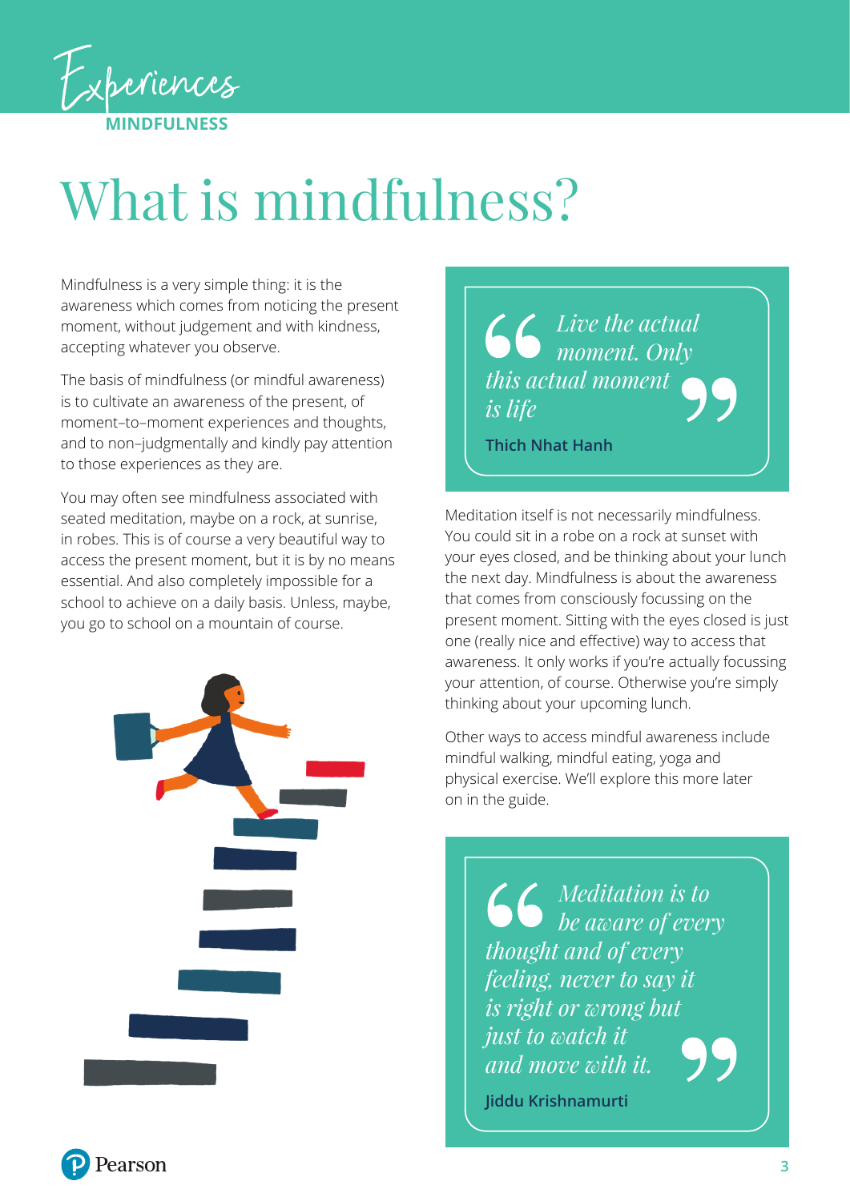Experiences

MINDFULNESS

# What is mindfulness?

Mindfulness is a very simple thing: it is the awareness which comes from noticing the present moment, without judgement and with kindness, accepting whatever you observe.

The basis of mindfulness (or mindful awareness) is to cultivate an awareness of the present, of moment-to-moment experiences and thoughts, and to non-judgmentally and kindly pay attention to those experiences as they are.

You may often see mindfulness associated with seated meditation, maybe on a rock, at sunrise, in robes. This is of course a very beautiful way to access the present moment, but it is by no means essential. And also completely impossible for a school to achieve on a daily basis. Unless, maybe, you go to school on a mountain of course.

> *Live the actual moment. Only this actual moment is life*
>
> **Thich Nhat Hanh**

Meditation itself is not necessarily mindfulness. You could sit in a robe on a rock at sunset with your eyes closed, and be thinking about your lunch the next day. Mindfulness is about the awareness that comes from consciously focussing on the present moment. Sitting with the eyes closed is just one (really nice and effective) way to access that awareness. It only works if you're actually focussing your attention, of course. Otherwise you're simply thinking about your upcoming lunch.

Other ways to access mindful awareness include mindful walking, mindful eating, yoga and physical exercise. We'll explore this more later on in the guide.

> *Meditation is to be aware of every thought and of every feeling, never to say it is right or wrong but just to watch it and move with it.*
>
> **Jiddu Krishnamurti**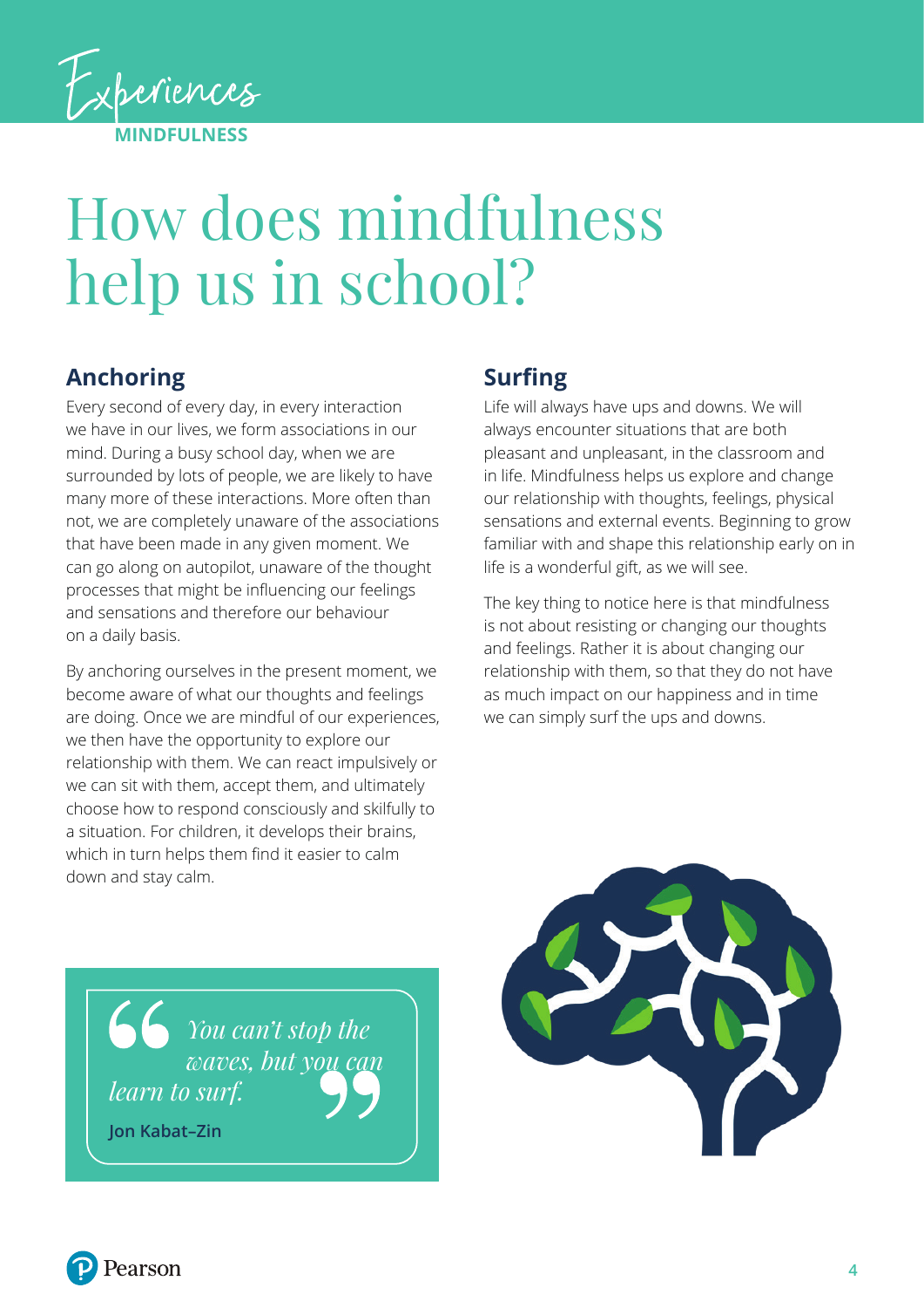Experiences

MINDFULNESS

# How does mindfulness help us in school?

## Anchoring

Every second of every day, in every interaction we have in our lives, we form associations in our mind. During a busy school day, when we are surrounded by lots of people, we are likely to have many more of these interactions. More often than not, we are completely unaware of the associations that have been made in any given moment. We can go along on autopilot, unaware of the thought processes that might be influencing our feelings and sensations and therefore our behaviour on a daily basis.

By anchoring ourselves in the present moment, we become aware of what our thoughts and feelings are doing. Once we are mindful of our experiences, we then have the opportunity to explore our relationship with them. We can react impulsively or we can sit with them, accept them, and ultimately choose how to respond consciously and skilfully to a situation. For children, it develops their brains, which in turn helps them find it easier to calm down and stay calm.

> *You can't stop the waves, but you can learn to surf.*
>
> **Jon Kabat–Zin**

## Surfing

Life will always have ups and downs. We will always encounter situations that are both pleasant and unpleasant, in the classroom and in life. Mindfulness helps us explore and change our relationship with thoughts, feelings, physical sensations and external events. Beginning to grow familiar with and shape this relationship early on in life is a wonderful gift, as we will see.

The key thing to notice here is that mindfulness is not about resisting or changing our thoughts and feelings. Rather it is about changing our relationship with them, so that they do not have as much impact on our happiness and in time we can simply surf the ups and downs.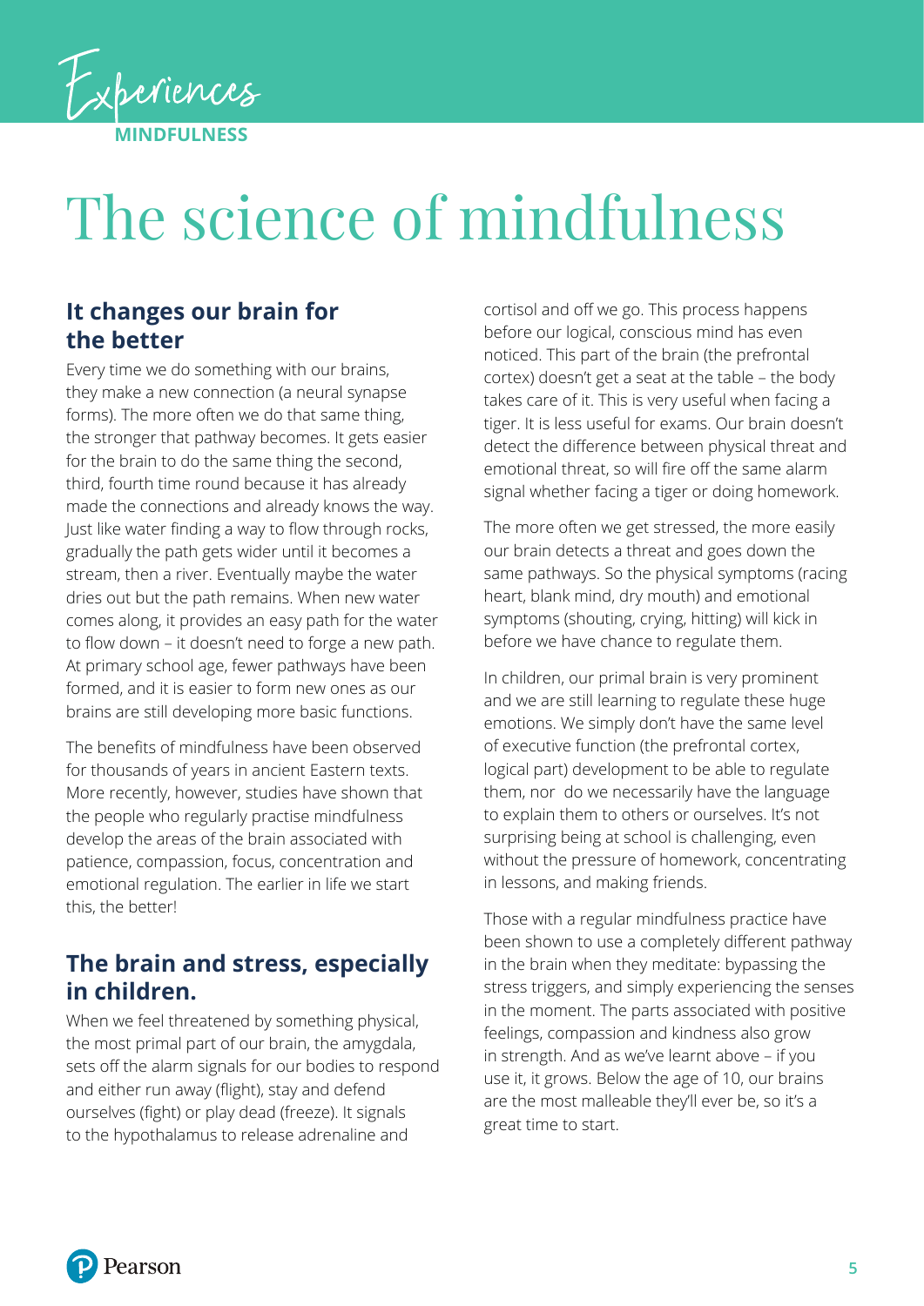Experiences

MINDFULNESS

# The science of mindfulness

## It changes our brain for the better

Every time we do something with our brains, they make a new connection (a neural synapse forms). The more often we do that same thing, the stronger that pathway becomes. It gets easier for the brain to do the same thing the second, third, fourth time round because it has already made the connections and already knows the way. Just like water finding a way to flow through rocks, gradually the path gets wider until it becomes a stream, then a river. Eventually maybe the water dries out but the path remains. When new water comes along, it provides an easy path for the water to flow down – it doesn't need to forge a new path. At primary school age, fewer pathways have been formed, and it is easier to form new ones as our brains are still developing more basic functions.

The benefits of mindfulness have been observed for thousands of years in ancient Eastern texts. More recently, however, studies have shown that the people who regularly practise mindfulness develop the areas of the brain associated with patience, compassion, focus, concentration and emotional regulation. The earlier in life we start this, the better!

## The brain and stress, especially in children.

When we feel threatened by something physical, the most primal part of our brain, the amygdala, sets off the alarm signals for our bodies to respond and either run away (flight), stay and defend ourselves (fight) or play dead (freeze). It signals to the hypothalamus to release adrenaline and cortisol and off we go. This process happens before our logical, conscious mind has even noticed. This part of the brain (the prefrontal cortex) doesn't get a seat at the table – the body takes care of it. This is very useful when facing a tiger. It is less useful for exams. Our brain doesn't detect the difference between physical threat and emotional threat, so will fire off the same alarm signal whether facing a tiger or doing homework.

The more often we get stressed, the more easily our brain detects a threat and goes down the same pathways. So the physical symptoms (racing heart, blank mind, dry mouth) and emotional symptoms (shouting, crying, hitting) will kick in before we have chance to regulate them.

In children, our primal brain is very prominent and we are still learning to regulate these huge emotions. We simply don't have the same level of executive function (the prefrontal cortex, logical part) development to be able to regulate them, nor do we necessarily have the language to explain them to others or ourselves. It's not surprising being at school is challenging, even without the pressure of homework, concentrating in lessons, and making friends.

Those with a regular mindfulness practice have been shown to use a completely different pathway in the brain when they meditate: bypassing the stress triggers, and simply experiencing the senses in the moment. The parts associated with positive feelings, compassion and kindness also grow in strength. And as we've learnt above – if you use it, it grows. Below the age of 10, our brains are the most malleable they'll ever be, so it's a great time to start.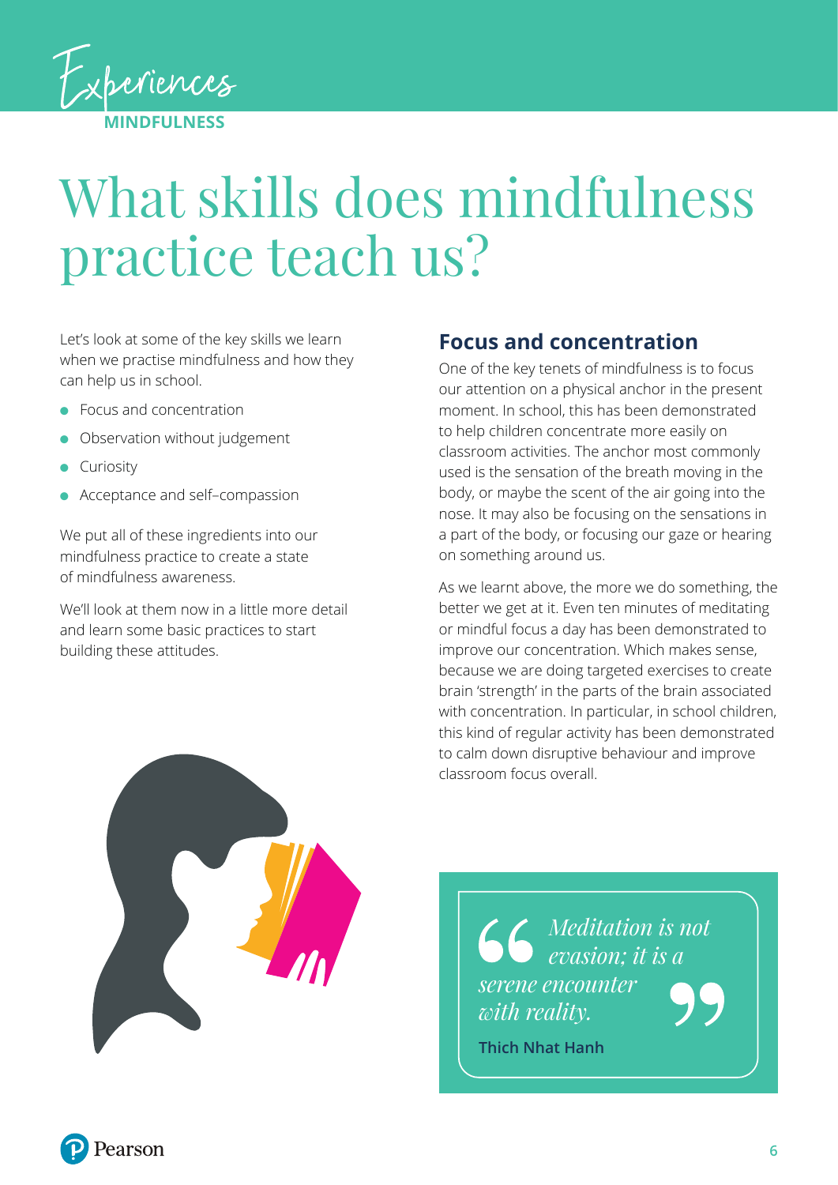Experiences

MINDFULNESS

# What skills does mindfulness practice teach us?

Let's look at some of the key skills we learn when we practise mindfulness and how they can help us in school.

- Focus and concentration
- Observation without judgement
- Curiosity
- Acceptance and self–compassion

We put all of these ingredients into our mindfulness practice to create a state of mindfulness awareness.

We'll look at them now in a little more detail and learn some basic practices to start building these attitudes.

## Focus and concentration

One of the key tenets of mindfulness is to focus our attention on a physical anchor in the present moment. In school, this has been demonstrated to help children concentrate more easily on classroom activities. The anchor most commonly used is the sensation of the breath moving in the body, or maybe the scent of the air going into the nose. It may also be focusing on the sensations in a part of the body, or focusing our gaze or hearing on something around us.

As we learnt above, the more we do something, the better we get at it. Even ten minutes of meditating or mindful focus a day has been demonstrated to improve our concentration. Which makes sense, because we are doing targeted exercises to create brain 'strength' in the parts of the brain associated with concentration. In particular, in school children, this kind of regular activity has been demonstrated to calm down disruptive behaviour and improve classroom focus overall.

> *Meditation is not evasion; it is a serene encounter with reality.*
>
> **Thich Nhat Hanh**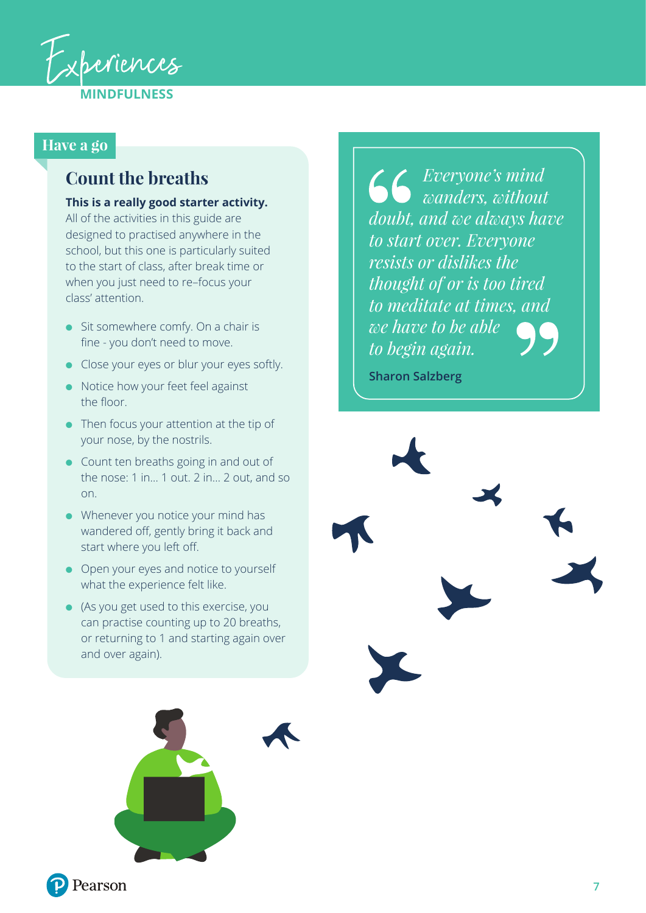## Have a go

### Count the breaths

**This is a really good starter activity.** All of the activities in this guide are designed to practised anywhere in the school, but this one is particularly suited to the start of class, after break time or when you just need to re–focus your class' attention.

- Sit somewhere comfy. On a chair is fine - you don't need to move.
- Close your eyes or blur your eyes softly.
- Notice how your feet feel against the floor.
- Then focus your attention at the tip of your nose, by the nostrils.
- Count ten breaths going in and out of the nose: 1 in... 1 out. 2 in... 2 out, and so on.
- Whenever you notice your mind has wandered off, gently bring it back and start where you left off.
- Open your eyes and notice to yourself what the experience felt like.
- (As you get used to this exercise, you can practise counting up to 20 breaths, or returning to 1 and starting again over and over again).

> *"Everyone's mind wanders, without doubt, and we always have to start over. Everyone resists or dislikes the thought of or is too tired to meditate at times, and we have to be able to begin again."*
>
> **Sharon Salzberg**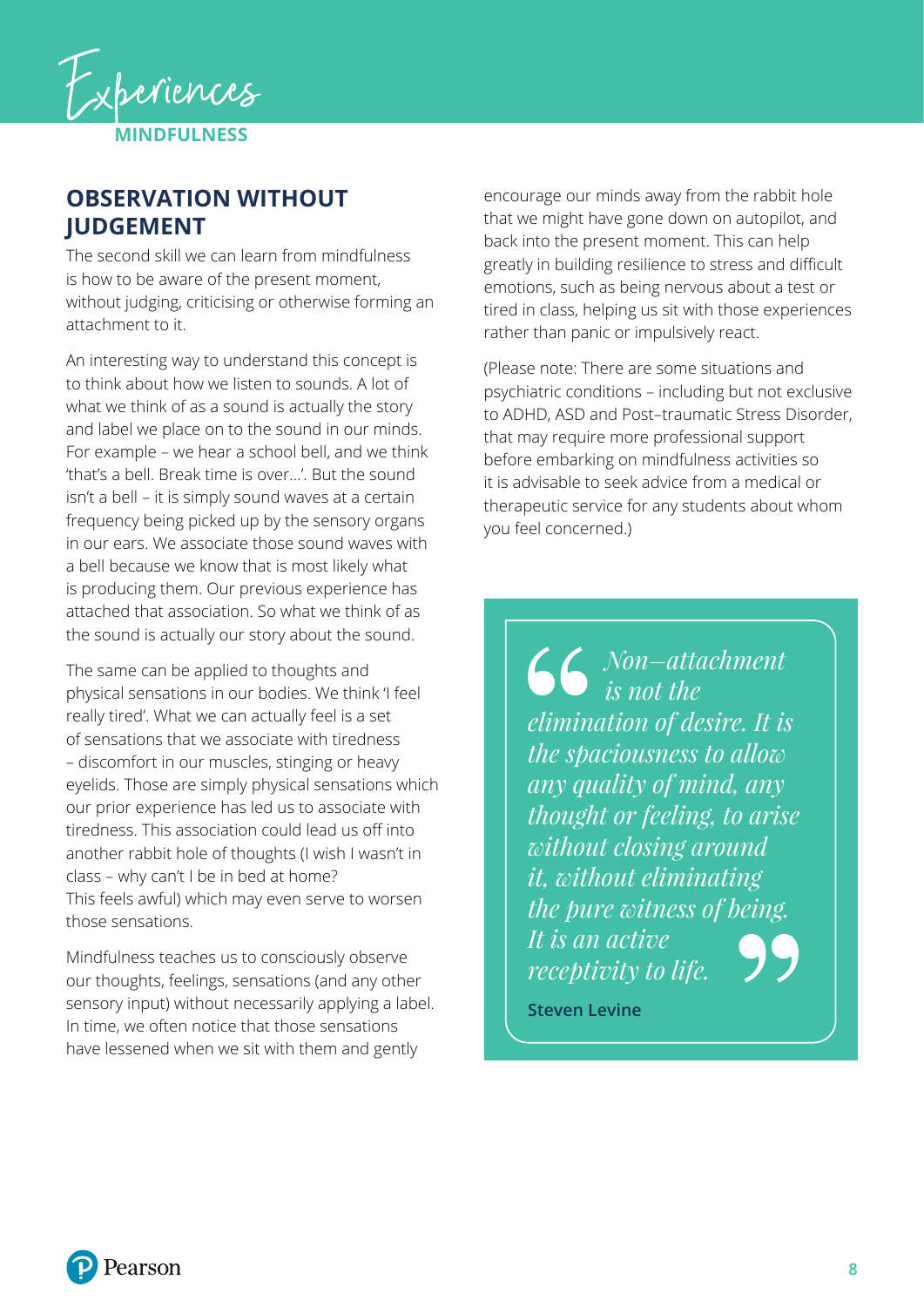# Experiences

MINDFULNESS

## OBSERVATION WITHOUT JUDGEMENT

The second skill we can learn from mindfulness is how to be aware of the present moment, without judging, criticising or otherwise forming an attachment to it.

An interesting way to understand this concept is to think about how we listen to sounds. A lot of what we think of as a sound is actually the story and label we place on to the sound in our minds. For example – we hear a school bell, and we think 'that's a bell. Break time is over...'. But the sound isn't a bell – it is simply sound waves at a certain frequency being picked up by the sensory organs in our ears. We associate those sound waves with a bell because we know that is most likely what is producing them. Our previous experience has attached that association. So what we think of as the sound is actually our story about the sound.

The same can be applied to thoughts and physical sensations in our bodies. We think 'I feel really tired'. What we can actually feel is a set of sensations that we associate with tiredness – discomfort in our muscles, stinging or heavy eyelids. Those are simply physical sensations which our prior experience has led us to associate with tiredness. This association could lead us off into another rabbit hole of thoughts (I wish I wasn't in class – why can't I be in bed at home? This feels awful) which may even serve to worsen those sensations.

Mindfulness teaches us to consciously observe our thoughts, feelings, sensations (and any other sensory input) without necessarily applying a label. In time, we often notice that those sensations have lessened when we sit with them and gently encourage our minds away from the rabbit hole that we might have gone down on autopilot, and back into the present moment. This can help greatly in building resilience to stress and difficult emotions, such as being nervous about a test or tired in class, helping us sit with those experiences rather than panic or impulsively react.

(Please note: There are some situations and psychiatric conditions – including but not exclusive to ADHD, ASD and Post-traumatic Stress Disorder, that may require more professional support before embarking on mindfulness activities so it is advisable to seek advice from a medical or therapeutic service for any students about whom you feel concerned.)

> *"Non–attachment is not the elimination of desire. It is the spaciousness to allow any quality of mind, any thought or feeling, to arise without closing around it, without eliminating the pure witness of being. It is an active receptivity to life."*
>
> **Steven Levine**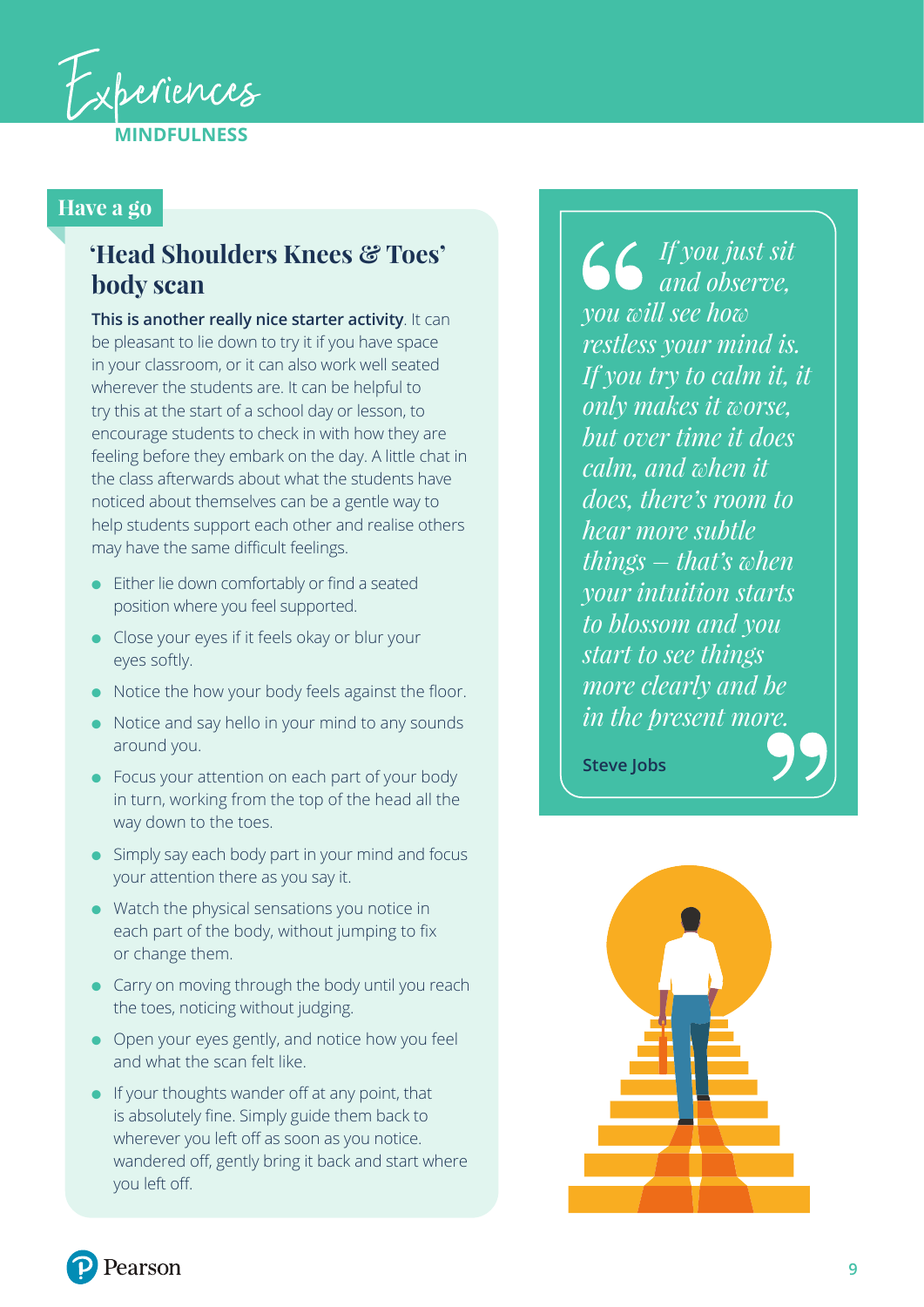Experiences

MINDFULNESS

## Have a go

### 'Head Shoulders Knees & Toes' body scan

**This is another really nice starter activity**. It can be pleasant to lie down to try it if you have space in your classroom, or it can also work well seated wherever the students are. It can be helpful to try this at the start of a school day or lesson, to encourage students to check in with how they are feeling before they embark on the day. A little chat in the class afterwards about what the students have noticed about themselves can be a gentle way to help students support each other and realise others may have the same difficult feelings.

- Either lie down comfortably or find a seated position where you feel supported.
- Close your eyes if it feels okay or blur your eyes softly.
- Notice the how your body feels against the floor.
- Notice and say hello in your mind to any sounds around you.
- Focus your attention on each part of your body in turn, working from the top of the head all the way down to the toes.
- Simply say each body part in your mind and focus your attention there as you say it.
- Watch the physical sensations you notice in each part of the body, without jumping to fix or change them.
- Carry on moving through the body until you reach the toes, noticing without judging.
- Open your eyes gently, and notice how you feel and what the scan felt like.
- If your thoughts wander off at any point, that is absolutely fine. Simply guide them back to wherever you left off as soon as you notice. wandered off, gently bring it back and start where you left off.

> *If you just sit and observe, you will see how restless your mind is. If you try to calm it, it only makes it worse, but over time it does calm, and when it does, there's room to hear more subtle things – that's when your intuition starts to blossom and you start to see things more clearly and be in the present more.*
>
> **Steve Jobs**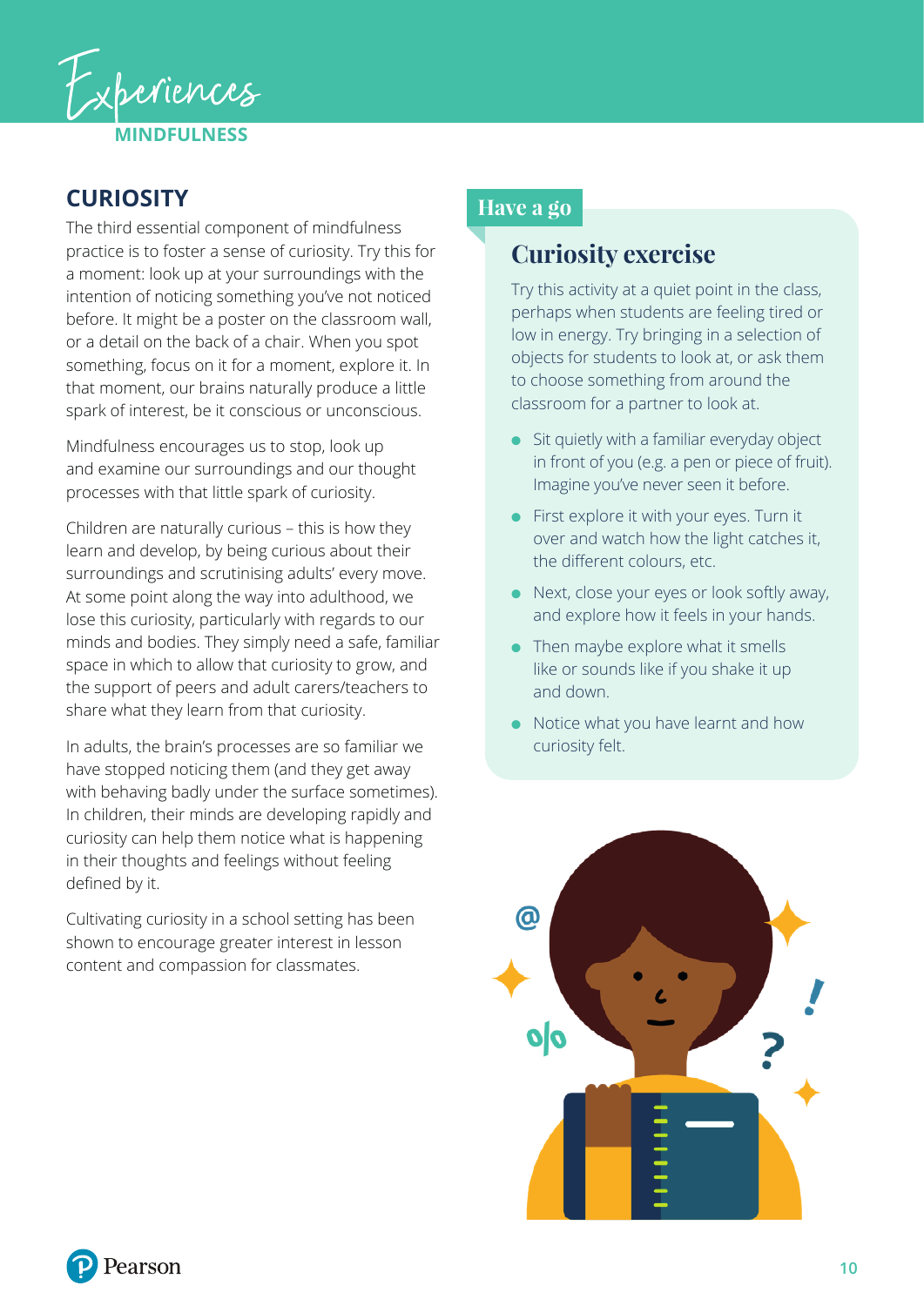# Experiences

## MINDFULNESS

### CURIOSITY

The third essential component of mindfulness practice is to foster a sense of curiosity. Try this for a moment: look up at your surroundings with the intention of noticing something you've not noticed before. It might be a poster on the classroom wall, or a detail on the back of a chair. When you spot something, focus on it for a moment, explore it. In that moment, our brains naturally produce a little spark of interest, be it conscious or unconscious.

Mindfulness encourages us to stop, look up and examine our surroundings and our thought processes with that little spark of curiosity.

Children are naturally curious – this is how they learn and develop, by being curious about their surroundings and scrutinising adults' every move. At some point along the way into adulthood, we lose this curiosity, particularly with regards to our minds and bodies. They simply need a safe, familiar space in which to allow that curiosity to grow, and the support of peers and adult carers/teachers to share what they learn from that curiosity.

In adults, the brain's processes are so familiar we have stopped noticing them (and they get away with behaving badly under the surface sometimes). In children, their minds are developing rapidly and curiosity can help them notice what is happening in their thoughts and feelings without feeling defined by it.

Cultivating curiosity in a school setting has been shown to encourage greater interest in lesson content and compassion for classmates.

**Have a go**

### Curiosity exercise

Try this activity at a quiet point in the class, perhaps when students are feeling tired or low in energy. Try bringing in a selection of objects for students to look at, or ask them to choose something from around the classroom for a partner to look at.

- Sit quietly with a familiar everyday object in front of you (e.g. a pen or piece of fruit). Imagine you've never seen it before.
- First explore it with your eyes. Turn it over and watch how the light catches it, the different colours, etc.
- Next, close your eyes or look softly away, and explore how it feels in your hands.
- Then maybe explore what it smells like or sounds like if you shake it up and down.
- Notice what you have learnt and how curiosity felt.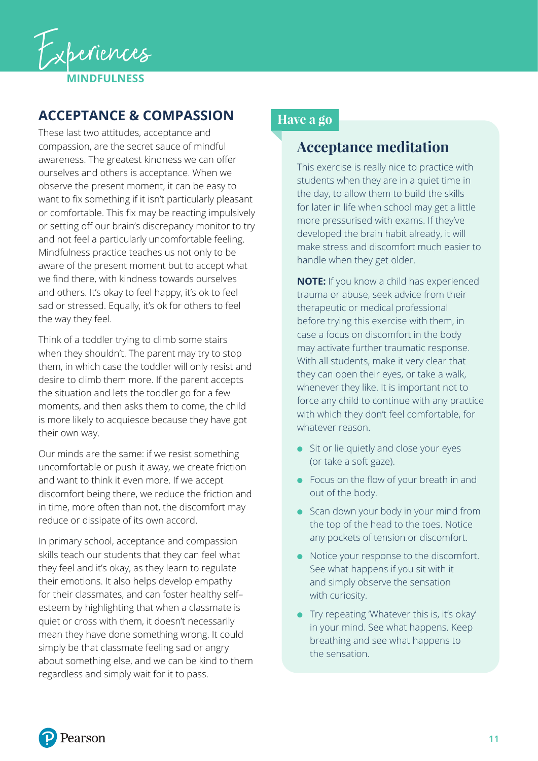# Experiences

**MINDFULNESS**

## ACCEPTANCE & COMPASSION

These last two attitudes, acceptance and compassion, are the secret sauce of mindful awareness. The greatest kindness we can offer ourselves and others is acceptance. When we observe the present moment, it can be easy to want to fix something if it isn't particularly pleasant or comfortable. This fix may be reacting impulsively or setting off our brain's discrepancy monitor to try and not feel a particularly uncomfortable feeling. Mindfulness practice teaches us not only to be aware of the present moment but to accept what we find there, with kindness towards ourselves and others. It's okay to feel happy, it's ok to feel sad or stressed. Equally, it's ok for others to feel the way they feel.

Think of a toddler trying to climb some stairs when they shouldn't. The parent may try to stop them, in which case the toddler will only resist and desire to climb them more. If the parent accepts the situation and lets the toddler go for a few moments, and then asks them to come, the child is more likely to acquiesce because they have got their own way.

Our minds are the same: if we resist something uncomfortable or push it away, we create friction and want to think it even more. If we accept discomfort being there, we reduce the friction and in time, more often than not, the discomfort may reduce or dissipate of its own accord.

In primary school, acceptance and compassion skills teach our students that they can feel what they feel and it's okay, as they learn to regulate their emotions. It also helps develop empathy for their classmates, and can foster healthy self–esteem by highlighting that when a classmate is quiet or cross with them, it doesn't necessarily mean they have done something wrong. It could simply be that classmate feeling sad or angry about something else, and we can be kind to them regardless and simply wait for it to pass.

**Have a go**

### Acceptance meditation

This exercise is really nice to practice with students when they are in a quiet time in the day, to allow them to build the skills for later in life when school may get a little more pressurised with exams. If they've developed the brain habit already, it will make stress and discomfort much easier to handle when they get older.

**NOTE:** If you know a child has experienced trauma or abuse, seek advice from their therapeutic or medical professional before trying this exercise with them, in case a focus on discomfort in the body may activate further traumatic response. With all students, make it very clear that they can open their eyes, or take a walk, whenever they like. It is important not to force any child to continue with any practice with which they don't feel comfortable, for whatever reason.

- Sit or lie quietly and close your eyes (or take a soft gaze).
- Focus on the flow of your breath in and out of the body.
- Scan down your body in your mind from the top of the head to the toes. Notice any pockets of tension or discomfort.
- Notice your response to the discomfort. See what happens if you sit with it and simply observe the sensation with curiosity.
- Try repeating 'Whatever this is, it's okay' in your mind. See what happens. Keep breathing and see what happens to the sensation.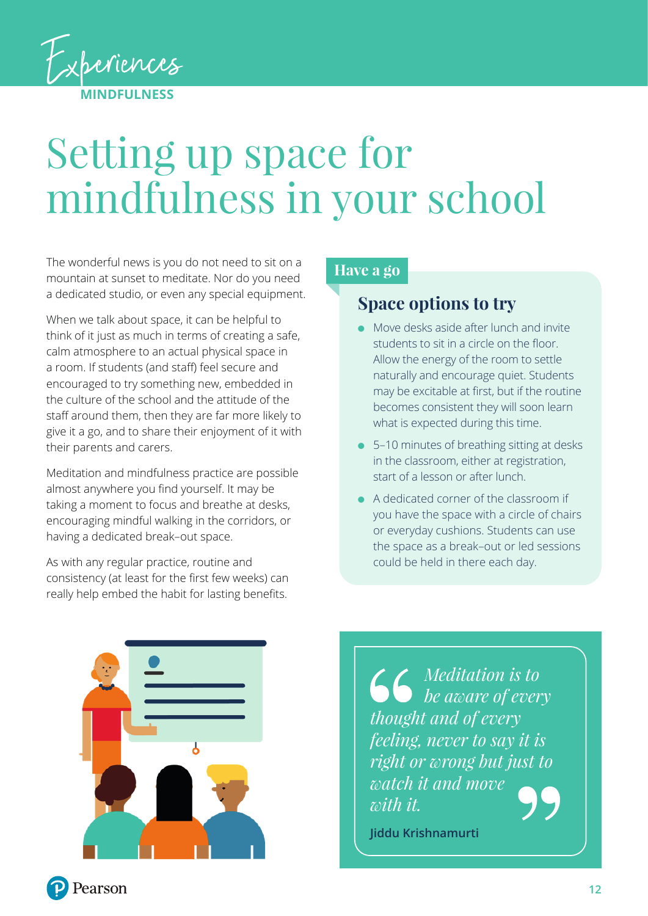Experiences

MINDFULNESS

# Setting up space for mindfulness in your school

The wonderful news is you do not need to sit on a mountain at sunset to meditate. Nor do you need a dedicated studio, or even any special equipment.

When we talk about space, it can be helpful to think of it just as much in terms of creating a safe, calm atmosphere to an actual physical space in a room. If students (and staff) feel secure and encouraged to try something new, embedded in the culture of the school and the attitude of the staff around them, then they are far more likely to give it a go, and to share their enjoyment of it with their parents and carers.

Meditation and mindfulness practice are possible almost anywhere you find yourself. It may be taking a moment to focus and breathe at desks, encouraging mindful walking in the corridors, or having a dedicated break-out space.

As with any regular practice, routine and consistency (at least for the first few weeks) can really help embed the habit for lasting benefits.

**Have a go**

## Space options to try

- Move desks aside after lunch and invite students to sit in a circle on the floor. Allow the energy of the room to settle naturally and encourage quiet. Students may be excitable at first, but if the routine becomes consistent they will soon learn what is expected during this time.
- 5–10 minutes of breathing sitting at desks in the classroom, either at registration, start of a lesson or after lunch.
- A dedicated corner of the classroom if you have the space with a circle of chairs or everyday cushions. Students can use the space as a break-out or led sessions could be held in there each day.

> *Meditation is to be aware of every thought and of every feeling, never to say it is right or wrong but just to watch it and move with it.*
>
> **Jiddu Krishnamurti**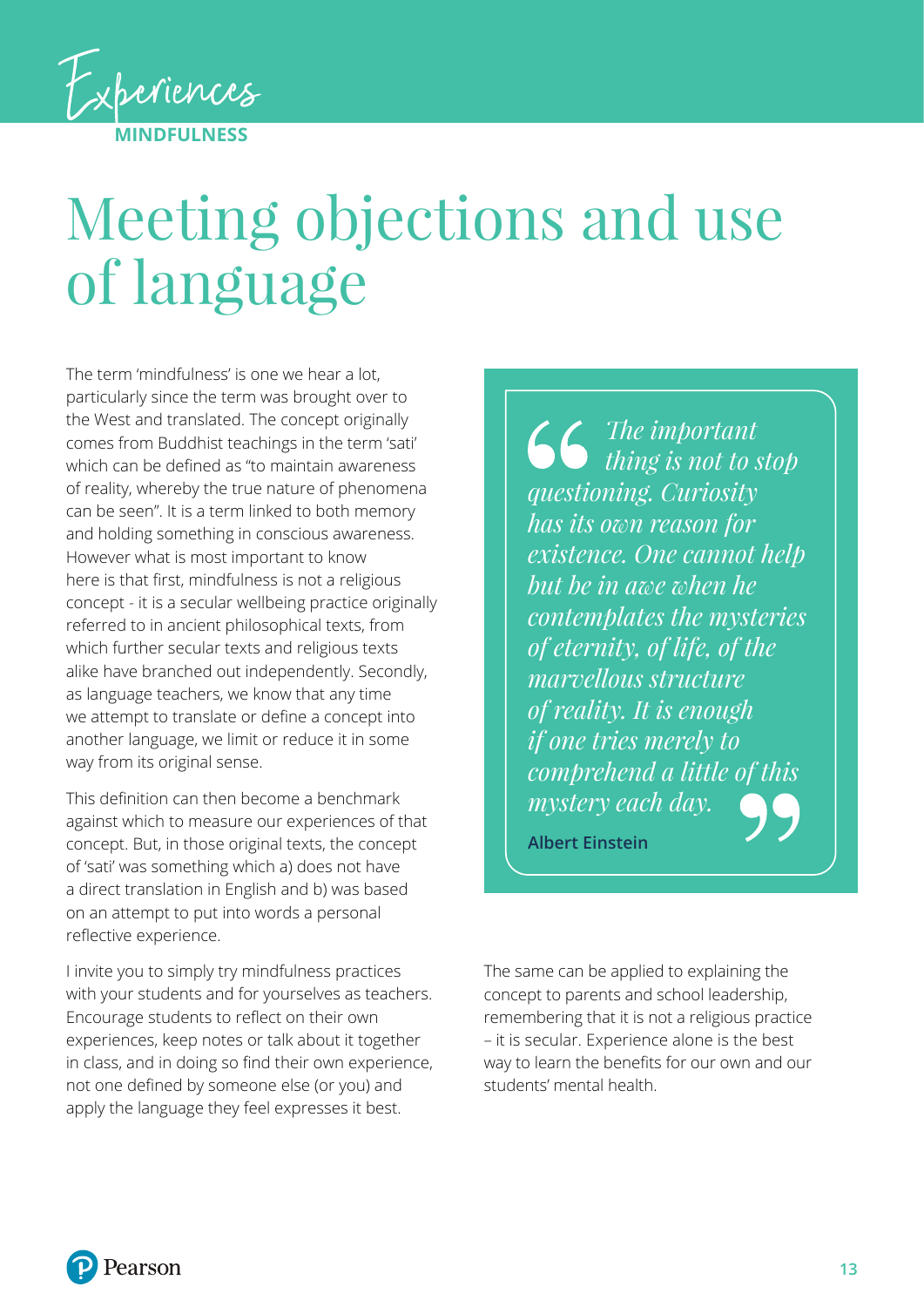Experiences

**MINDFULNESS**

# Meeting objections and use of language

The term 'mindfulness' is one we hear a lot, particularly since the term was brought over to the West and translated. The concept originally comes from Buddhist teachings in the term 'sati' which can be defined as "to maintain awareness of reality, whereby the true nature of phenomena can be seen". It is a term linked to both memory and holding something in conscious awareness. However what is most important to know here is that first, mindfulness is not a religious concept - it is a secular wellbeing practice originally referred to in ancient philosophical texts, from which further secular texts and religious texts alike have branched out independently. Secondly, as language teachers, we know that any time we attempt to translate or define a concept into another language, we limit or reduce it in some way from its original sense.

This definition can then become a benchmark against which to measure our experiences of that concept. But, in those original texts, the concept of 'sati' was something which a) does not have a direct translation in English and b) was based on an attempt to put into words a personal reflective experience.

I invite you to simply try mindfulness practices with your students and for yourselves as teachers. Encourage students to reflect on their own experiences, keep notes or talk about it together in class, and in doing so find their own experience, not one defined by someone else (or you) and apply the language they feel expresses it best.

> *The important thing is not to stop questioning. Curiosity has its own reason for existence. One cannot help but be in awe when he contemplates the mysteries of eternity, of life, of the marvellous structure of reality. It is enough if one tries merely to comprehend a little of this mystery each day.*
>
> **Albert Einstein**

The same can be applied to explaining the concept to parents and school leadership, remembering that it is not a religious practice – it is secular. Experience alone is the best way to learn the benefits for our own and our students' mental health.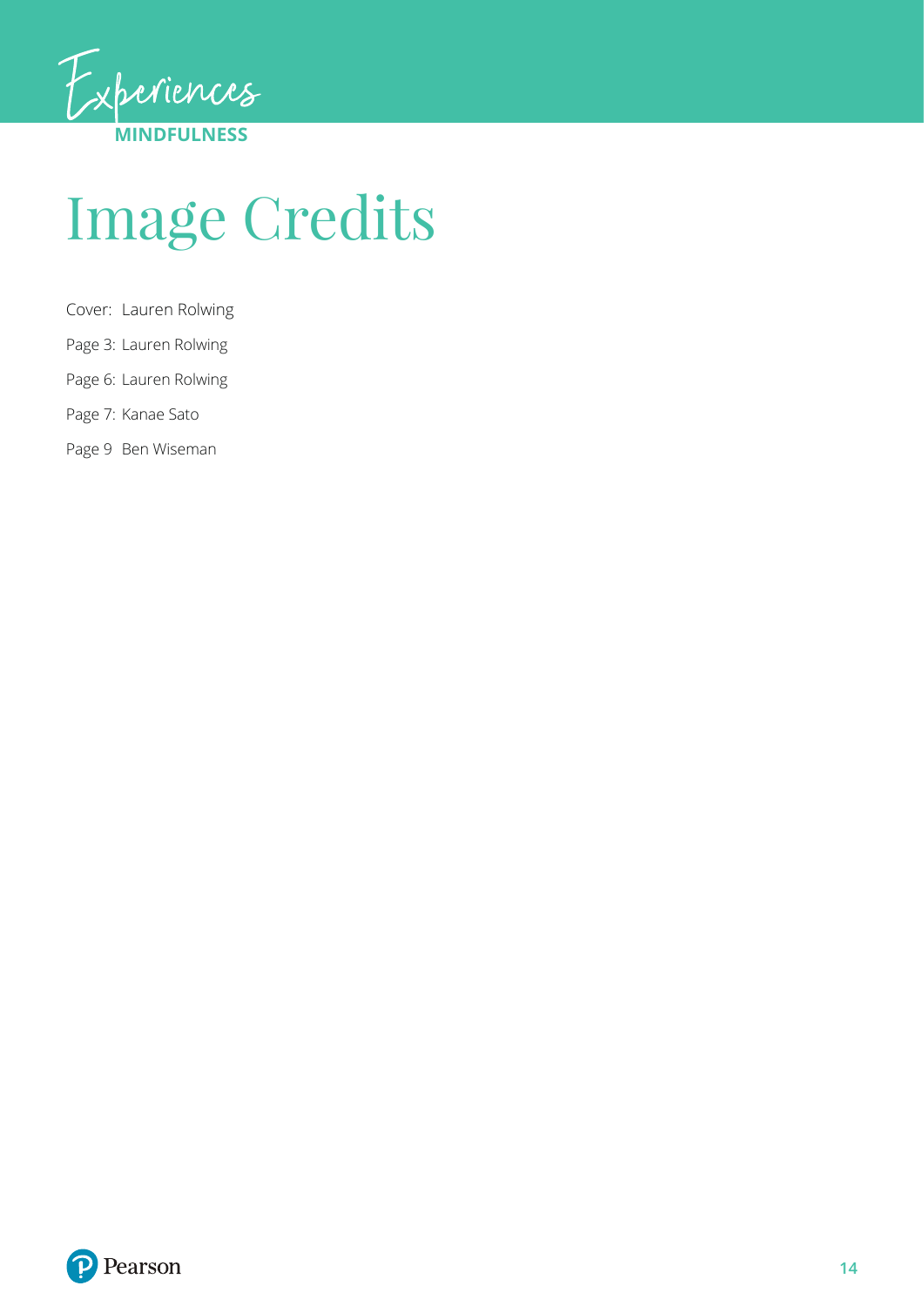# Image Credits

Cover: Lauren Rolwing

Page 3: Lauren Rolwing

Page 6: Lauren Rolwing

Page 7: Kanae Sato

Page 9 Ben Wiseman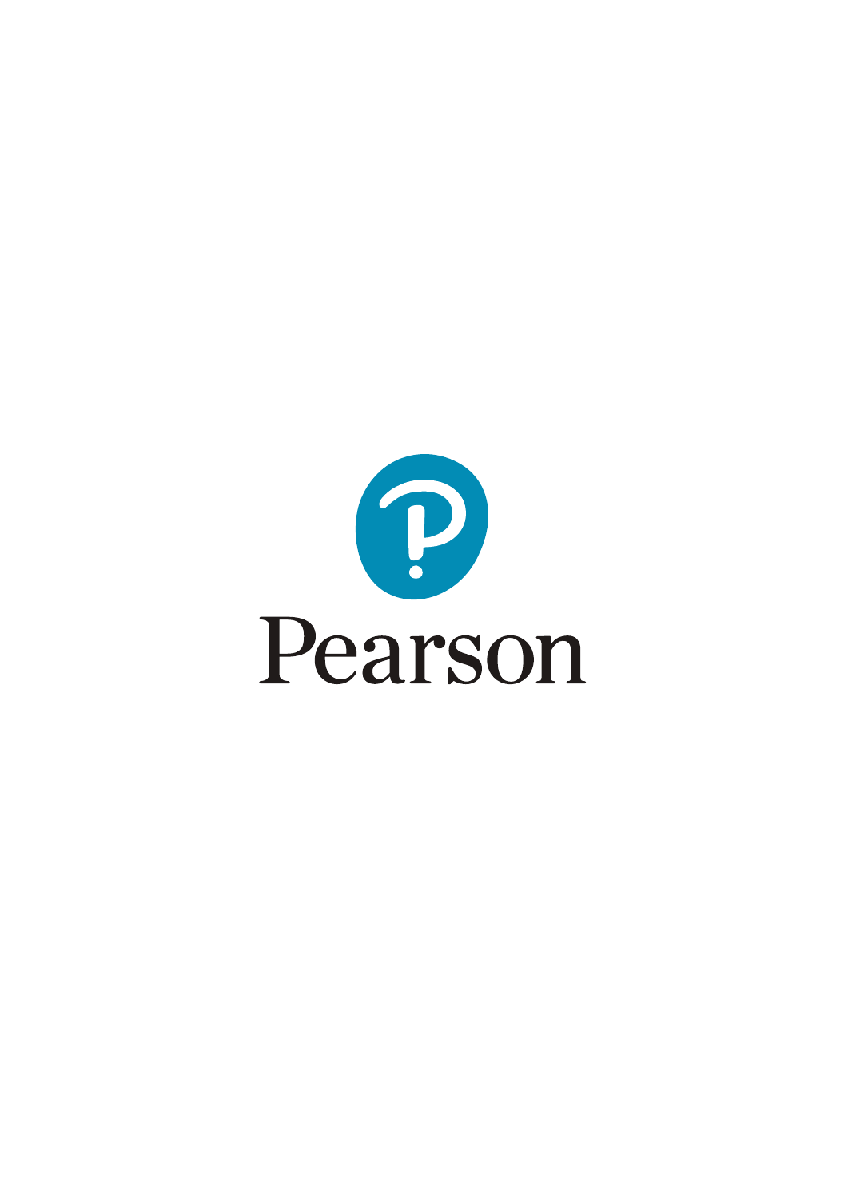Pearson